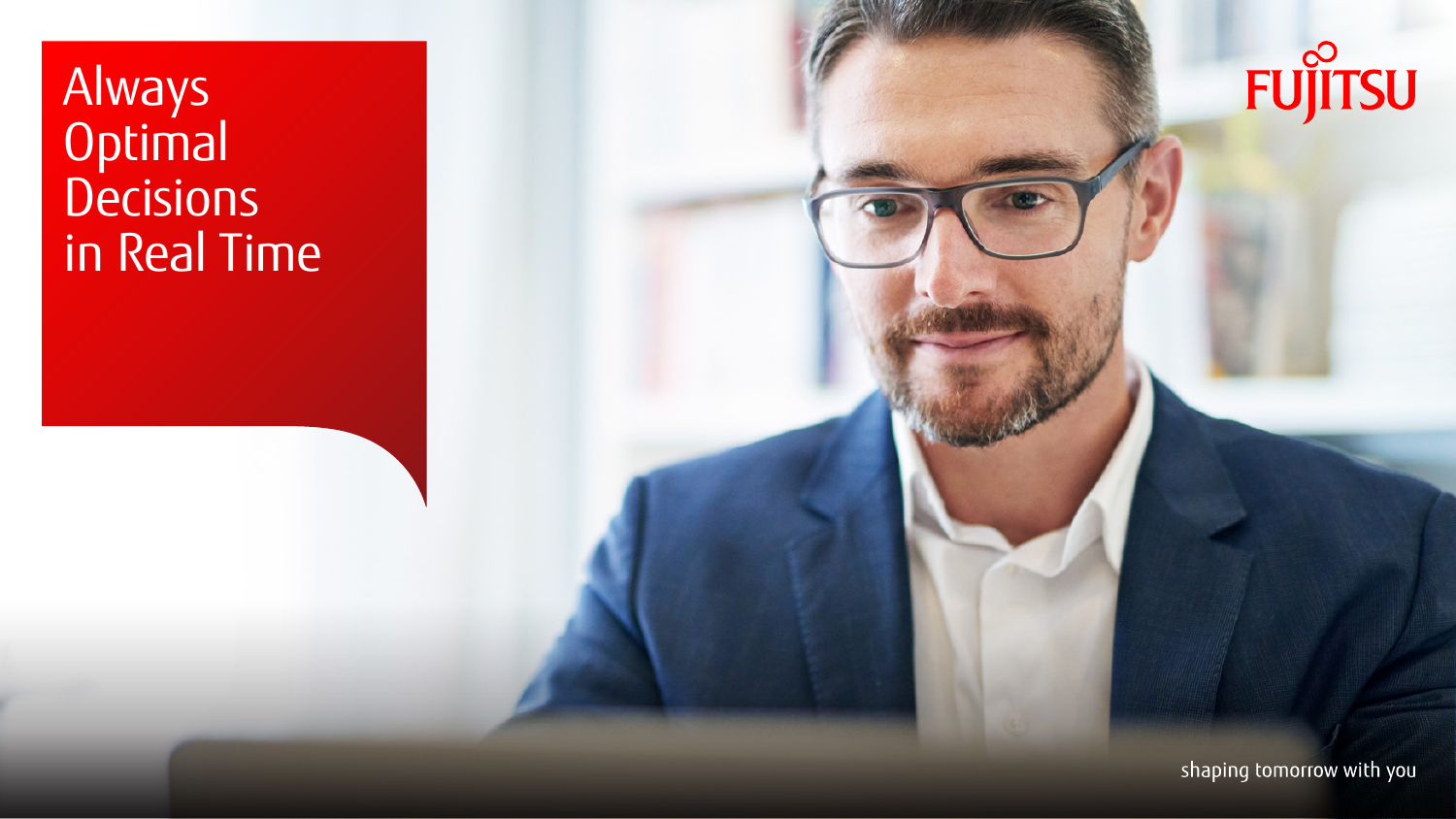# Always Optimal Decisions in Real Time

FUJITSU

shaping tomorrow with you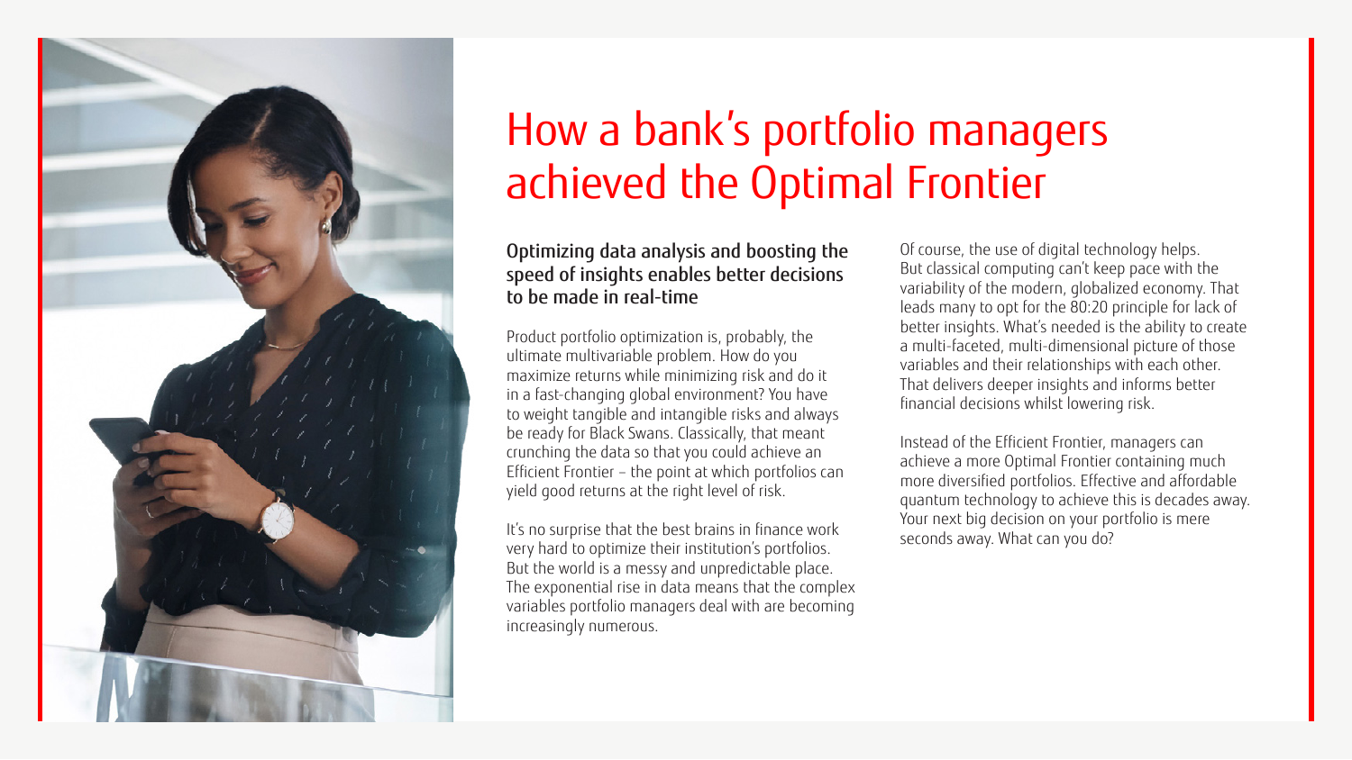# How a bank's portfolio managers achieved the Optimal Frontier

## Optimizing data analysis and boosting the speed of insights enables better decisions to be made in real-time

Product portfolio optimization is, probably, the ultimate multivariable problem. How do you maximize returns while minimizing risk and do it in a fast-changing global environment? You have to weight tangible and intangible risks and always be ready for Black Swans. Classically, that meant crunching the data so that you could achieve an Efficient Frontier – the point at which portfolios can yield good returns at the right level of risk.

It's no surprise that the best brains in finance work very hard to optimize their institution's portfolios. But the world is a messy and unpredictable place. The exponential rise in data means that the complex variables portfolio managers deal with are becoming increasingly numerous.

Of course, the use of digital technology helps. But classical computing can't keep pace with the variability of the modern, globalized economy. That leads many to opt for the 80:20 principle for lack of better insights. What's needed is the ability to create a multi-faceted, multi-dimensional picture of those variables and their relationships with each other. That delivers deeper insights and informs better financial decisions whilst lowering risk.

Instead of the Efficient Frontier, managers can achieve a more Optimal Frontier containing much more diversified portfolios. Effective and affordable quantum technology to achieve this is decades away. Your next big decision on your portfolio is mere seconds away. What can you do?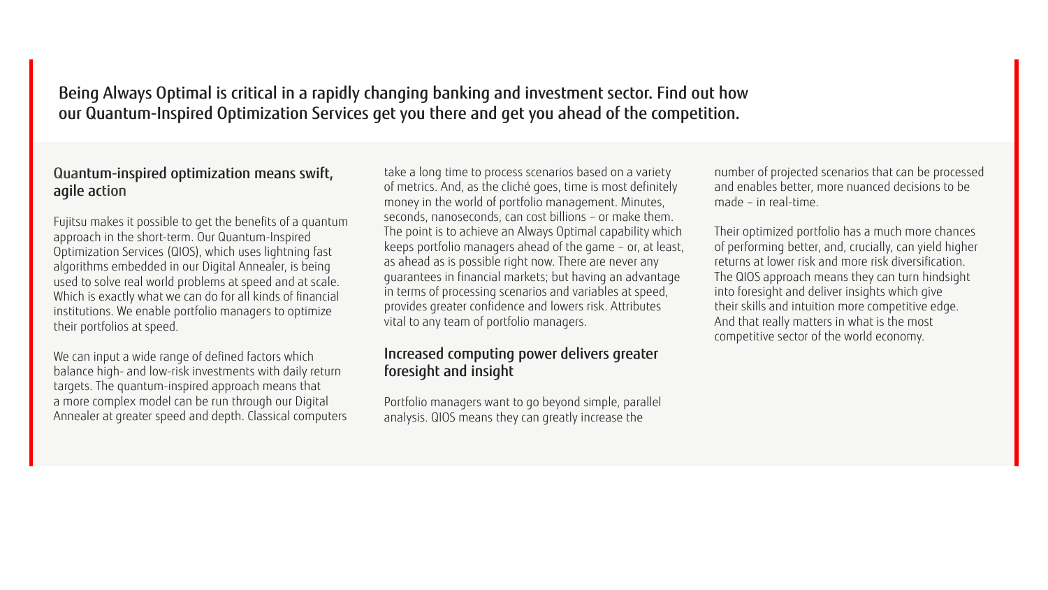Being Always Optimal is critical in a rapidly changing banking and investment sector. Find out how our Quantum-Inspired Optimization Services get you there and get you ahead of the competition.

### Quantum-inspired optimization means swift, agile action

Fujitsu makes it possible to get the benefits of a quantum approach in the short-term. Our Quantum-Inspired Optimization Services (QIOS), which uses lightning fast algorithms embedded in our Digital Annealer, is being used to solve real world problems at speed and at scale. Which is exactly what we can do for all kinds of financial institutions. We enable portfolio managers to optimize their portfolios at speed.

We can input a wide range of defined factors which balance high- and low-risk investments with daily return targets. The quantum-inspired approach means that a more complex model can be run through our Digital Annealer at greater speed and depth. Classical computers take a long time to process scenarios based on a variety of metrics. And, as the cliché goes, time is most definitely money in the world of portfolio management. Minutes, seconds, nanoseconds, can cost billions – or make them. The point is to achieve an Always Optimal capability which keeps portfolio managers ahead of the game – or, at least, as ahead as is possible right now. There are never any guarantees in financial markets; but having an advantage in terms of processing scenarios and variables at speed, provides greater confidence and lowers risk. Attributes vital to any team of portfolio managers.

### Increased computing power delivers greater foresight and insight

Portfolio managers want to go beyond simple, parallel analysis. QIOS means they can greatly increase the number of projected scenarios that can be processed and enables better, more nuanced decisions to be made – in real-time.

Their optimized portfolio has a much more chances of performing better, and, crucially, can yield higher returns at lower risk and more risk diversification. The QIOS approach means they can turn hindsight into foresight and deliver insights which give their skills and intuition more competitive edge. And that really matters in what is the most competitive sector of the world economy.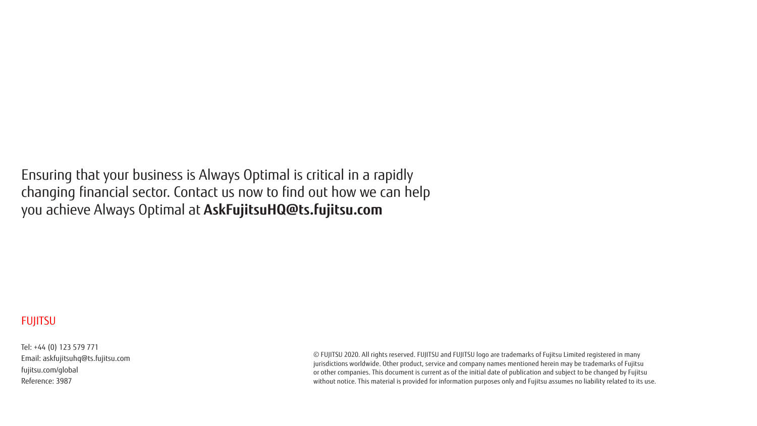Ensuring that your business is Always Optimal is critical in a rapidly changing financial sector. Contact us now to find out how we can help you achieve Always Optimal at **AskFujitsuHQ@ts.fujitsu.com**

FUJITSU

Tel: +44 (0) 123 579 771
Email: askfujitsuhq@ts.fujitsu.com
fujitsu.com/global
Reference: 3987

© FUJITSU 2020. All rights reserved. FUJITSU and FUJITSU logo are trademarks of Fujitsu Limited registered in many jurisdictions worldwide. Other product, service and company names mentioned herein may be trademarks of Fujitsu or other companies. This document is current as of the initial date of publication and subject to be changed by Fujitsu without notice. This material is provided for information purposes only and Fujitsu assumes no liability related to its use.